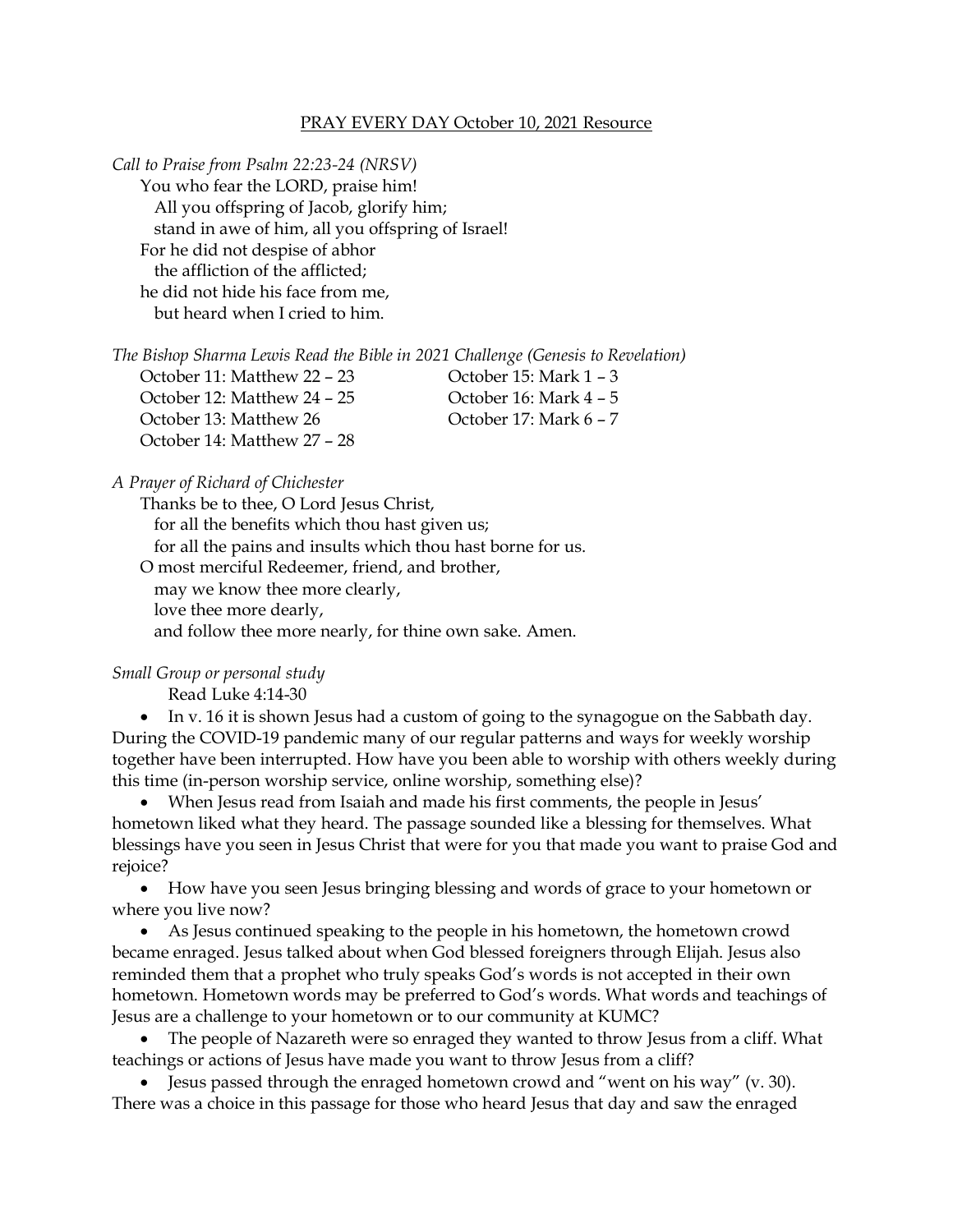# PRAY EVERY DAY October 10, 2021 Resource

*Call to Praise from Psalm 22:23-24 (NRSV)*

You who fear the LORD, praise him!
All you offspring of Jacob, glorify him;
stand in awe of him, all you offspring of Israel!
For he did not despise of abhor
the affliction of the afflicted;
he did not hide his face from me,
but heard when I cried to him.

*The Bishop Sharma Lewis Read the Bible in 2021 Challenge (Genesis to Revelation)*

October 11: Matthew 22 – 23
October 12: Matthew 24 – 25
October 13: Matthew 26
October 14: Matthew 27 – 28
October 15: Mark 1 – 3
October 16: Mark 4 – 5
October 17: Mark 6 – 7

*A Prayer of Richard of Chichester*

Thanks be to thee, O Lord Jesus Christ,
for all the benefits which thou hast given us;
for all the pains and insults which thou hast borne for us.
O most merciful Redeemer, friend, and brother,
may we know thee more clearly,
love thee more dearly,
and follow thee more nearly, for thine own sake. Amen.

*Small Group or personal study*

Read Luke 4:14-30

- In v. 16 it is shown Jesus had a custom of going to the synagogue on the Sabbath day. During the COVID-19 pandemic many of our regular patterns and ways for weekly worship together have been interrupted. How have you been able to worship with others weekly during this time (in-person worship service, online worship, something else)?
- When Jesus read from Isaiah and made his first comments, the people in Jesus' hometown liked what they heard. The passage sounded like a blessing for themselves. What blessings have you seen in Jesus Christ that were for you that made you want to praise God and rejoice?
- How have you seen Jesus bringing blessing and words of grace to your hometown or where you live now?
- As Jesus continued speaking to the people in his hometown, the hometown crowd became enraged. Jesus talked about when God blessed foreigners through Elijah. Jesus also reminded them that a prophet who truly speaks God's words is not accepted in their own hometown. Hometown words may be preferred to God's words. What words and teachings of Jesus are a challenge to your hometown or to our community at KUMC?
- The people of Nazareth were so enraged they wanted to throw Jesus from a cliff. What teachings or actions of Jesus have made you want to throw Jesus from a cliff?
- Jesus passed through the enraged hometown crowd and "went on his way" (v. 30). There was a choice in this passage for those who heard Jesus that day and saw the enraged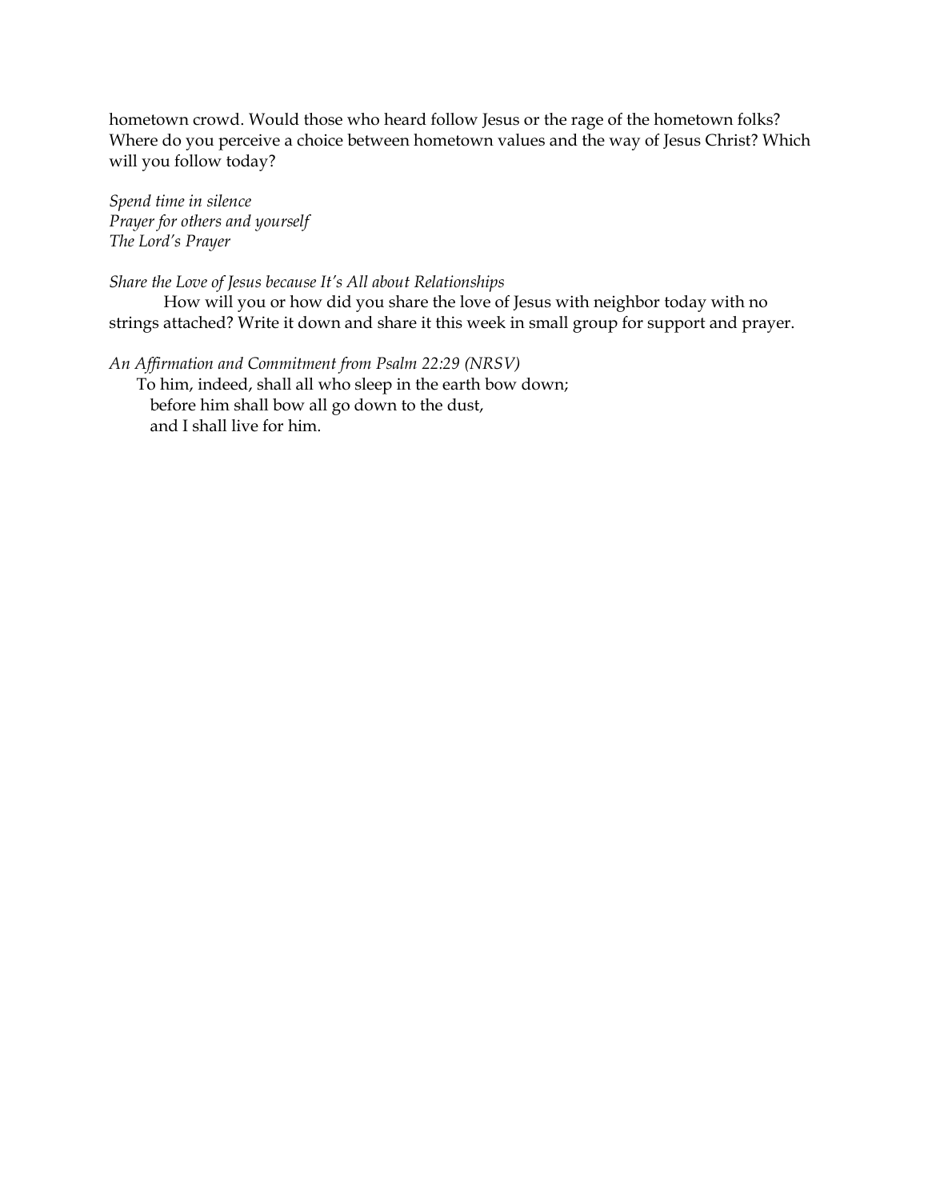hometown crowd. Would those who heard follow Jesus or the rage of the hometown folks? Where do you perceive a choice between hometown values and the way of Jesus Christ? Which will you follow today?

*Spend time in silence*
*Prayer for others and yourself*
*The Lord's Prayer*

*Share the Love of Jesus because It's All about Relationships*

How will you or how did you share the love of Jesus with neighbor today with no strings attached? Write it down and share it this week in small group for support and prayer.

*An Affirmation and Commitment from Psalm 22:29 (NRSV)*

To him, indeed, shall all who sleep in the earth bow down;
before him shall bow all go down to the dust,
and I shall live for him.